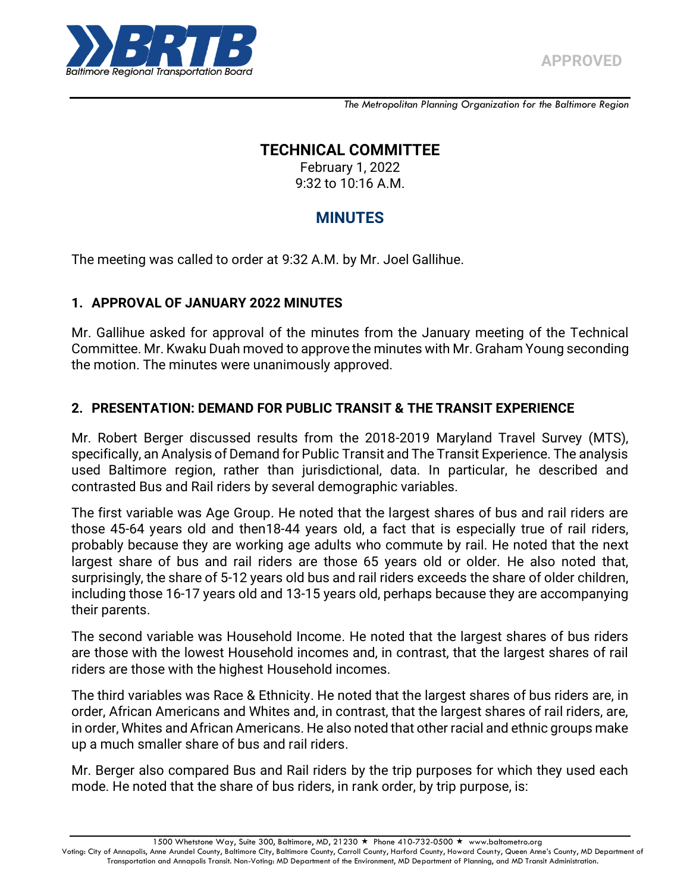APPROVED

*The Metropolitan Planning Organization for the Baltimore Region*

# TECHNICAL COMMITTEE

February 1, 2022
9:32 to 10:16 A.M.

## MINUTES

The meeting was called to order at 9:32 A.M. by Mr. Joel Gallihue.

### 1. APPROVAL OF JANUARY 2022 MINUTES

Mr. Gallihue asked for approval of the minutes from the January meeting of the Technical Committee. Mr. Kwaku Duah moved to approve the minutes with Mr. Graham Young seconding the motion. The minutes were unanimously approved.

### 2. PRESENTATION: DEMAND FOR PUBLIC TRANSIT & THE TRANSIT EXPERIENCE

Mr. Robert Berger discussed results from the 2018-2019 Maryland Travel Survey (MTS), specifically, an Analysis of Demand for Public Transit and The Transit Experience. The analysis used Baltimore region, rather than jurisdictional, data. In particular, he described and contrasted Bus and Rail riders by several demographic variables.

The first variable was Age Group. He noted that the largest shares of bus and rail riders are those 45-64 years old and then18-44 years old, a fact that is especially true of rail riders, probably because they are working age adults who commute by rail. He noted that the next largest share of bus and rail riders are those 65 years old or older. He also noted that, surprisingly, the share of 5-12 years old bus and rail riders exceeds the share of older children, including those 16-17 years old and 13-15 years old, perhaps because they are accompanying their parents.

The second variable was Household Income. He noted that the largest shares of bus riders are those with the lowest Household incomes and, in contrast, that the largest shares of rail riders are those with the highest Household incomes.

The third variables was Race & Ethnicity. He noted that the largest shares of bus riders are, in order, African Americans and Whites and, in contrast, that the largest shares of rail riders, are, in order, Whites and African Americans. He also noted that other racial and ethnic groups make up a much smaller share of bus and rail riders.

Mr. Berger also compared Bus and Rail riders by the trip purposes for which they used each mode. He noted that the share of bus riders, in rank order, by trip purpose, is: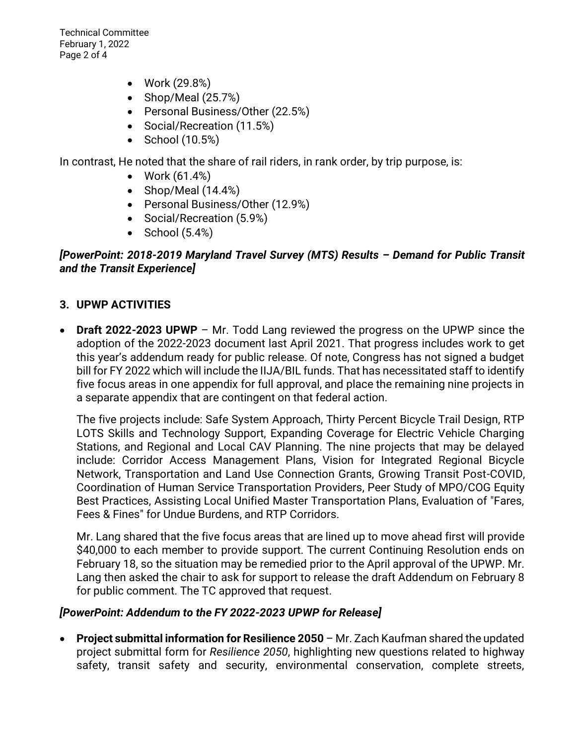- Work (29.8%)
- Shop/Meal (25.7%)
- Personal Business/Other (22.5%)
- Social/Recreation (11.5%)
- School (10.5%)

In contrast, He noted that the share of rail riders, in rank order, by trip purpose, is:

- Work (61.4%)
- Shop/Meal (14.4%)
- Personal Business/Other (12.9%)
- Social/Recreation (5.9%)
- School (5.4%)

***[PowerPoint: 2018-2019 Maryland Travel Survey (MTS) Results – Demand for Public Transit and the Transit Experience]***

## 3. UPWP ACTIVITIES

- **Draft 2022-2023 UPWP** – Mr. Todd Lang reviewed the progress on the UPWP since the adoption of the 2022-2023 document last April 2021. That progress includes work to get this year's addendum ready for public release. Of note, Congress has not signed a budget bill for FY 2022 which will include the IIJA/BIL funds. That has necessitated staff to identify five focus areas in one appendix for full approval, and place the remaining nine projects in a separate appendix that are contingent on that federal action.

  The five projects include: Safe System Approach, Thirty Percent Bicycle Trail Design, RTP LOTS Skills and Technology Support, Expanding Coverage for Electric Vehicle Charging Stations, and Regional and Local CAV Planning. The nine projects that may be delayed include: Corridor Access Management Plans, Vision for Integrated Regional Bicycle Network, Transportation and Land Use Connection Grants, Growing Transit Post-COVID, Coordination of Human Service Transportation Providers, Peer Study of MPO/COG Equity Best Practices, Assisting Local Unified Master Transportation Plans, Evaluation of "Fares, Fees & Fines" for Undue Burdens, and RTP Corridors.

  Mr. Lang shared that the five focus areas that are lined up to move ahead first will provide $40,000 to each member to provide support. The current Continuing Resolution ends on February 18, so the situation may be remedied prior to the April approval of the UPWP. Mr. Lang then asked the chair to ask for support to release the draft Addendum on February 8 for public comment. The TC approved that request.

***[PowerPoint: Addendum to the FY 2022-2023 UPWP for Release]***

- **Project submittal information for Resilience 2050** – Mr. Zach Kaufman shared the updated project submittal form for *Resilience 2050*, highlighting new questions related to highway safety, transit safety and security, environmental conservation, complete streets,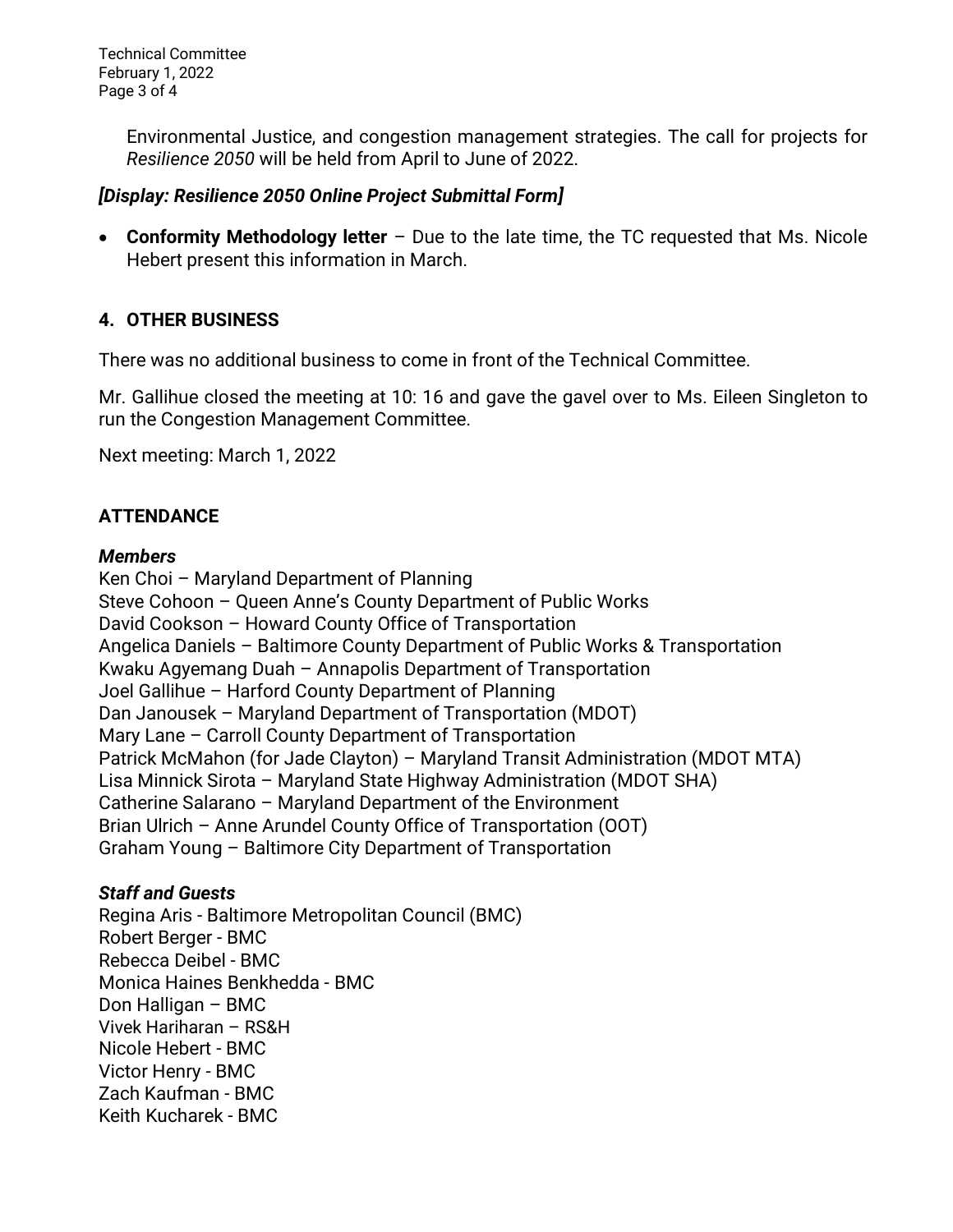Environmental Justice, and congestion management strategies. The call for projects for *Resilience 2050* will be held from April to June of 2022.

***[Display: Resilience 2050 Online Project Submittal Form]***

- **Conformity Methodology letter** – Due to the late time, the TC requested that Ms. Nicole Hebert present this information in March.

## 4. OTHER BUSINESS

There was no additional business to come in front of the Technical Committee.

Mr. Gallihue closed the meeting at 10: 16 and gave the gavel over to Ms. Eileen Singleton to run the Congestion Management Committee.

Next meeting: March 1, 2022

## ATTENDANCE

### *Members*

Ken Choi – Maryland Department of Planning
Steve Cohoon – Queen Anne's County Department of Public Works
David Cookson – Howard County Office of Transportation
Angelica Daniels – Baltimore County Department of Public Works & Transportation
Kwaku Agyemang Duah – Annapolis Department of Transportation
Joel Gallihue – Harford County Department of Planning
Dan Janousek – Maryland Department of Transportation (MDOT)
Mary Lane – Carroll County Department of Transportation
Patrick McMahon (for Jade Clayton) – Maryland Transit Administration (MDOT MTA)
Lisa Minnick Sirota – Maryland State Highway Administration (MDOT SHA)
Catherine Salarano – Maryland Department of the Environment
Brian Ulrich – Anne Arundel County Office of Transportation (OOT)
Graham Young – Baltimore City Department of Transportation

### *Staff and Guests*

Regina Aris - Baltimore Metropolitan Council (BMC)
Robert Berger - BMC
Rebecca Deibel - BMC
Monica Haines Benkhedda - BMC
Don Halligan – BMC
Vivek Hariharan – RS&H
Nicole Hebert - BMC
Victor Henry - BMC
Zach Kaufman - BMC
Keith Kucharek - BMC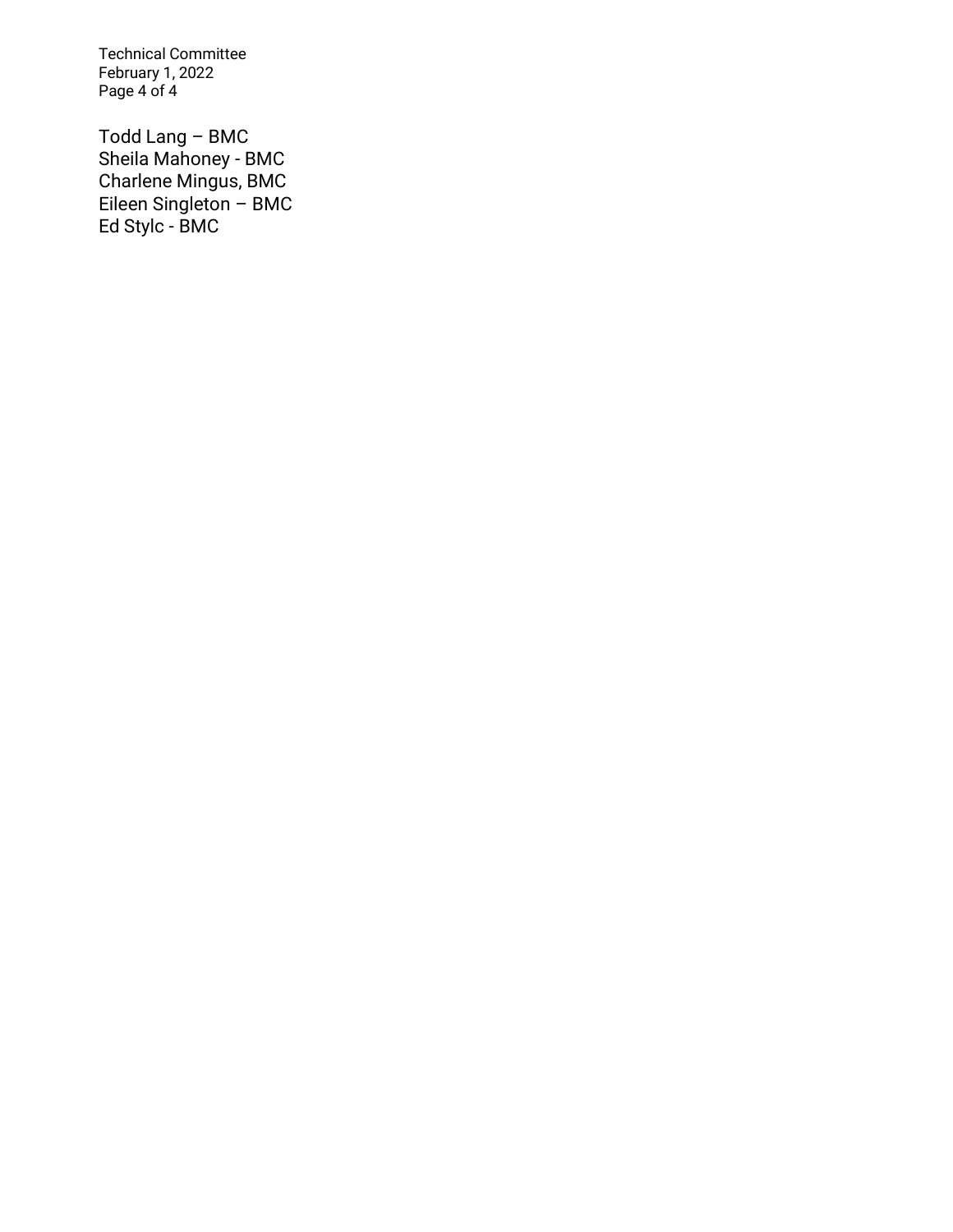Todd Lang – BMC
Sheila Mahoney - BMC
Charlene Mingus, BMC
Eileen Singleton – BMC
Ed Stylc - BMC